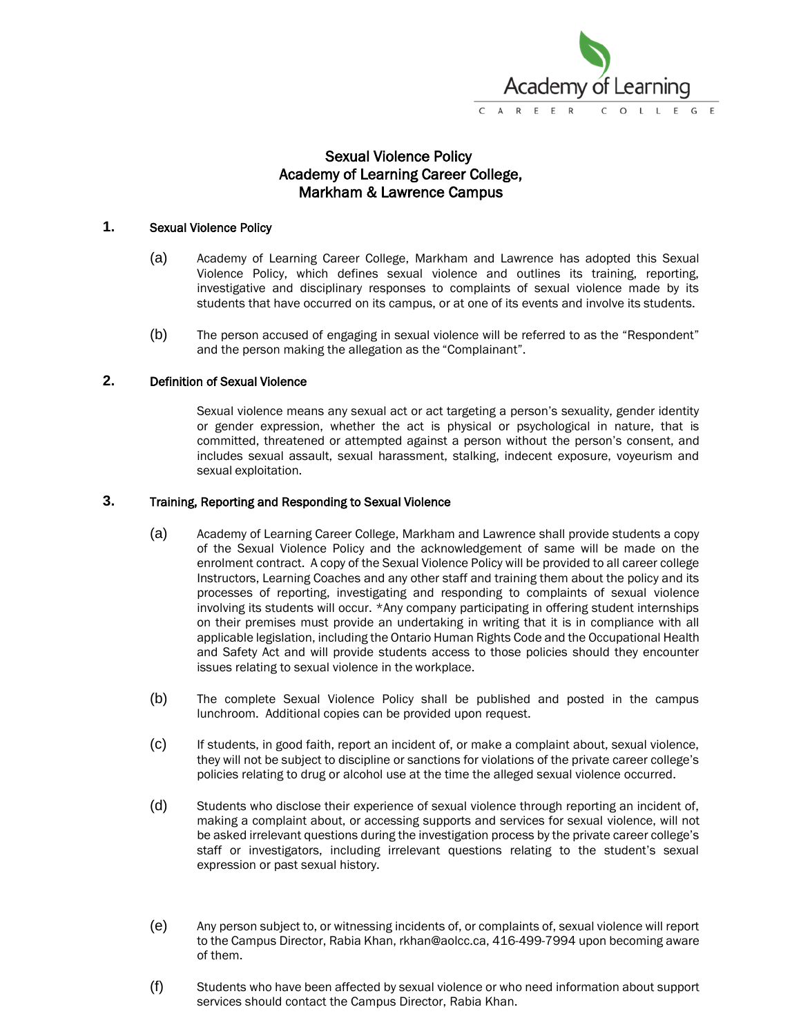# Sexual Violence Policy
# Academy of Learning Career College, Markham & Lawrence Campus

## 1. Sexual Violence Policy

(a) Academy of Learning Career College, Markham and Lawrence has adopted this Sexual Violence Policy, which defines sexual violence and outlines its training, reporting, investigative and disciplinary responses to complaints of sexual violence made by its students that have occurred on its campus, or at one of its events and involve its students.

(b) The person accused of engaging in sexual violence will be referred to as the "Respondent" and the person making the allegation as the "Complainant".

## 2. Definition of Sexual Violence

Sexual violence means any sexual act or act targeting a person's sexuality, gender identity or gender expression, whether the act is physical or psychological in nature, that is committed, threatened or attempted against a person without the person's consent, and includes sexual assault, sexual harassment, stalking, indecent exposure, voyeurism and sexual exploitation.

## 3. Training, Reporting and Responding to Sexual Violence

(a) Academy of Learning Career College, Markham and Lawrence shall provide students a copy of the Sexual Violence Policy and the acknowledgement of same will be made on the enrolment contract. A copy of the Sexual Violence Policy will be provided to all career college Instructors, Learning Coaches and any other staff and training them about the policy and its processes of reporting, investigating and responding to complaints of sexual violence involving its students will occur. *Any company participating in offering student internships on their premises must provide an undertaking in writing that it is in compliance with all applicable legislation, including the Ontario Human Rights Code and the Occupational Health and Safety Act and will provide students access to those policies should they encounter issues relating to sexual violence in the workplace.

(b) The complete Sexual Violence Policy shall be published and posted in the campus lunchroom. Additional copies can be provided upon request.

(c) If students, in good faith, report an incident of, or make a complaint about, sexual violence, they will not be subject to discipline or sanctions for violations of the private career college's policies relating to drug or alcohol use at the time the alleged sexual violence occurred.

(d) Students who disclose their experience of sexual violence through reporting an incident of, making a complaint about, or accessing supports and services for sexual violence, will not be asked irrelevant questions during the investigation process by the private career college's staff or investigators, including irrelevant questions relating to the student's sexual expression or past sexual history.

(e) Any person subject to, or witnessing incidents of, or complaints of, sexual violence will report to the Campus Director, Rabia Khan, rkhan@aolcc.ca, 416-499-7994 upon becoming aware of them.

(f) Students who have been affected by sexual violence or who need information about support services should contact the Campus Director, Rabia Khan.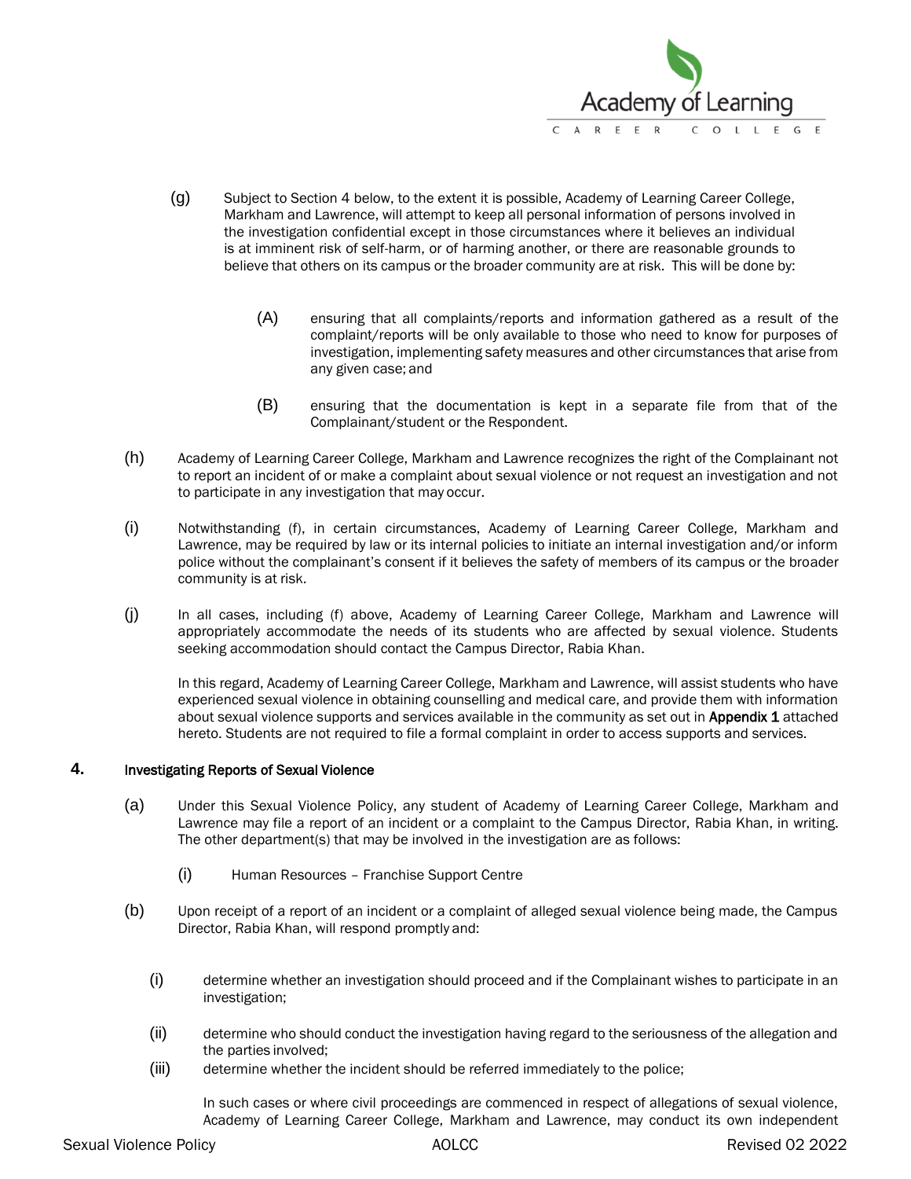(g) Subject to Section 4 below, to the extent it is possible, Academy of Learning Career College, Markham and Lawrence, will attempt to keep all personal information of persons involved in the investigation confidential except in those circumstances where it believes an individual is at imminent risk of self-harm, or of harming another, or there are reasonable grounds to believe that others on its campus or the broader community are at risk. This will be done by:

(A) ensuring that all complaints/reports and information gathered as a result of the complaint/reports will be only available to those who need to know for purposes of investigation, implementing safety measures and other circumstances that arise from any given case; and

(B) ensuring that the documentation is kept in a separate file from that of the Complainant/student or the Respondent.

(h) Academy of Learning Career College, Markham and Lawrence recognizes the right of the Complainant not to report an incident of or make a complaint about sexual violence or not request an investigation and not to participate in any investigation that may occur.

(i) Notwithstanding (f), in certain circumstances, Academy of Learning Career College, Markham and Lawrence, may be required by law or its internal policies to initiate an internal investigation and/or inform police without the complainant's consent if it believes the safety of members of its campus or the broader community is at risk.

(j) In all cases, including (f) above, Academy of Learning Career College, Markham and Lawrence will appropriately accommodate the needs of its students who are affected by sexual violence. Students seeking accommodation should contact the Campus Director, Rabia Khan.

In this regard, Academy of Learning Career College, Markham and Lawrence, will assist students who have experienced sexual violence in obtaining counselling and medical care, and provide them with information about sexual violence supports and services available in the community as set out in **Appendix 1** attached hereto. Students are not required to file a formal complaint in order to access supports and services.

## 4. Investigating Reports of Sexual Violence

(a) Under this Sexual Violence Policy, any student of Academy of Learning Career College, Markham and Lawrence may file a report of an incident or a complaint to the Campus Director, Rabia Khan, in writing. The other department(s) that may be involved in the investigation are as follows:

(i) Human Resources – Franchise Support Centre

(b) Upon receipt of a report of an incident or a complaint of alleged sexual violence being made, the Campus Director, Rabia Khan, will respond promptly and:

(i) determine whether an investigation should proceed and if the Complainant wishes to participate in an investigation;

(ii) determine who should conduct the investigation having regard to the seriousness of the allegation and the parties involved;

(iii) determine whether the incident should be referred immediately to the police;

In such cases or where civil proceedings are commenced in respect of allegations of sexual violence, Academy of Learning Career College, Markham and Lawrence, may conduct its own independent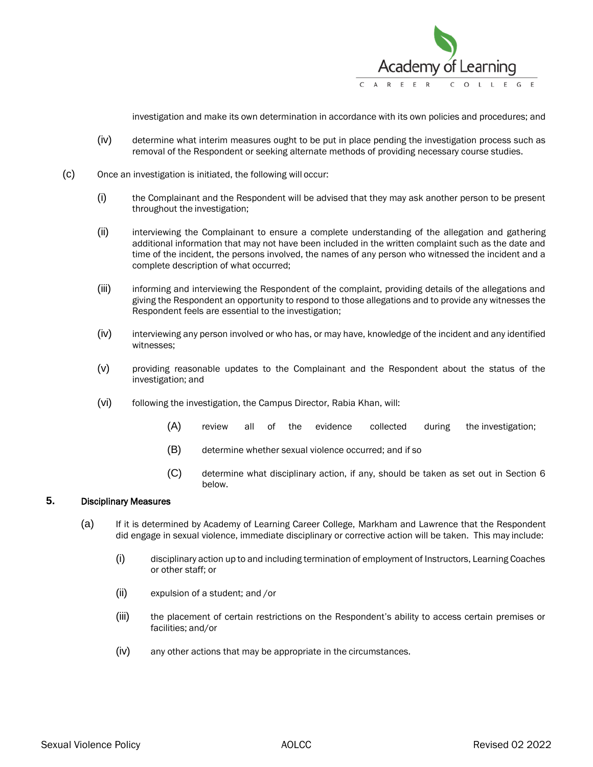investigation and make its own determination in accordance with its own policies and procedures; and

(iv) determine what interim measures ought to be put in place pending the investigation process such as removal of the Respondent or seeking alternate methods of providing necessary course studies.

(c) Once an investigation is initiated, the following will occur:

(i) the Complainant and the Respondent will be advised that they may ask another person to be present throughout the investigation;

(ii) interviewing the Complainant to ensure a complete understanding of the allegation and gathering additional information that may not have been included in the written complaint such as the date and time of the incident, the persons involved, the names of any person who witnessed the incident and a complete description of what occurred;

(iii) informing and interviewing the Respondent of the complaint, providing details of the allegations and giving the Respondent an opportunity to respond to those allegations and to provide any witnesses the Respondent feels are essential to the investigation;

(iv) interviewing any person involved or who has, or may have, knowledge of the incident and any identified witnesses;

(v) providing reasonable updates to the Complainant and the Respondent about the status of the investigation; and

(vi) following the investigation, the Campus Director, Rabia Khan, will:

(A) review all of the evidence collected during the investigation;

(B) determine whether sexual violence occurred; and if so

(C) determine what disciplinary action, if any, should be taken as set out in Section 6 below.

## 5. Disciplinary Measures

(a) If it is determined by Academy of Learning Career College, Markham and Lawrence that the Respondent did engage in sexual violence, immediate disciplinary or corrective action will be taken. This may include:

(i) disciplinary action up to and including termination of employment of Instructors, Learning Coaches or other staff; or

(ii) expulsion of a student; and /or

(iii) the placement of certain restrictions on the Respondent's ability to access certain premises or facilities; and/or

(iv) any other actions that may be appropriate in the circumstances.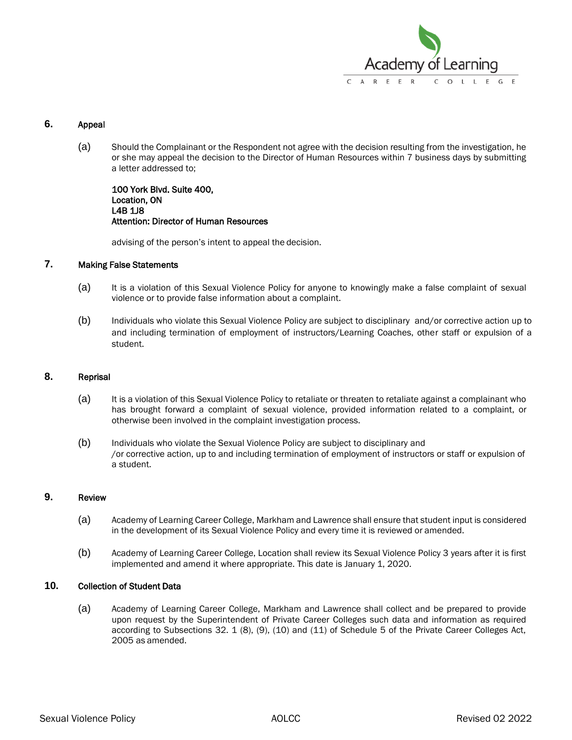## 6. Appeal

(a) Should the Complainant or the Respondent not agree with the decision resulting from the investigation, he or she may appeal the decision to the Director of Human Resources within 7 business days by submitting a letter addressed to;

**100 York Blvd. Suite 400,**
**Location, ON**
**L4B 1J8**
**Attention: Director of Human Resources**

advising of the person's intent to appeal the decision.

## 7. Making False Statements

(a) It is a violation of this Sexual Violence Policy for anyone to knowingly make a false complaint of sexual violence or to provide false information about a complaint.

(b) Individuals who violate this Sexual Violence Policy are subject to disciplinary and/or corrective action up to and including termination of employment of instructors/Learning Coaches, other staff or expulsion of a student.

## 8. Reprisal

(a) It is a violation of this Sexual Violence Policy to retaliate or threaten to retaliate against a complainant who has brought forward a complaint of sexual violence, provided information related to a complaint, or otherwise been involved in the complaint investigation process.

(b) Individuals who violate the Sexual Violence Policy are subject to disciplinary and /or corrective action, up to and including termination of employment of instructors or staff or expulsion of a student.

## 9. Review

(a) Academy of Learning Career College, Markham and Lawrence shall ensure that student input is considered in the development of its Sexual Violence Policy and every time it is reviewed or amended.

(b) Academy of Learning Career College, Location shall review its Sexual Violence Policy 3 years after it is first implemented and amend it where appropriate. This date is January 1, 2020.

## 10. Collection of Student Data

(a) Academy of Learning Career College, Markham and Lawrence shall collect and be prepared to provide upon request by the Superintendent of Private Career Colleges such data and information as required according to Subsections 32. 1 (8), (9), (10) and (11) of Schedule 5 of the Private Career Colleges Act, 2005 as amended.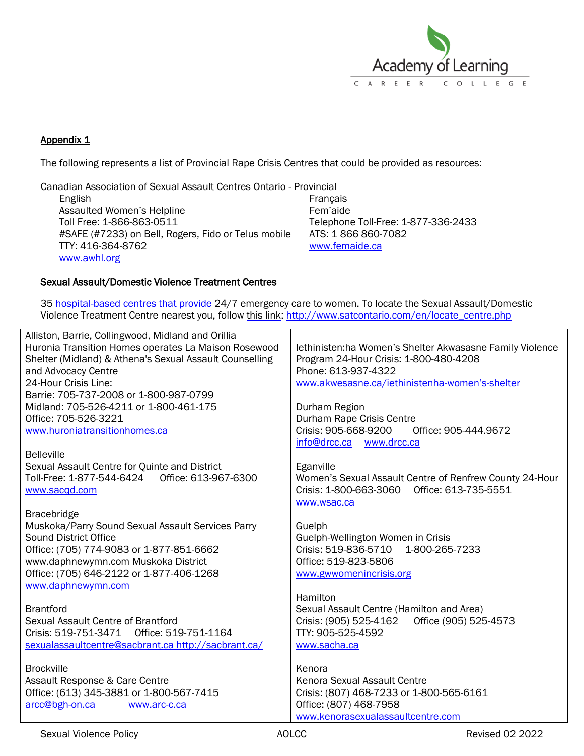Appendix 1

The following represents a list of Provincial Rape Crisis Centres that could be provided as resources:

Canadian Association of Sexual Assault Centres Ontario - Provincial

English
Assaulted Women's Helpline
Toll Free: 1-866-863-0511
#SAFE (#7233) on Bell, Rogers, Fido or Telus mobile
TTY: 416-364-8762
www.awhl.org

Français
Fem'aide
Telephone Toll-Free: 1-877-336-2433
ATS: 1 866 860-7082
www.femaide.ca

**Sexual Assault/Domestic Violence Treatment Centres**

35 hospital-based centres that provide 24/7 emergency care to women. To locate the Sexual Assault/Domestic Violence Treatment Centre nearest you, follow this link: http://www.satcontario.com/en/locate_centre.php

| | |
|---|---|
| Alliston, Barrie, Collingwood, Midland and Orillia<br>Huronia Transition Homes operates La Maison Rosewood Shelter (Midland) & Athena's Sexual Assault Counselling and Advocacy Centre<br>24-Hour Crisis Line:<br>Barrie: 705-737-2008 or 1-800-987-0799<br>Midland: 705-526-4211 or 1-800-461-175<br>Office: 705-526-3221<br>www.huroniatransitionhomes.ca | Iethinisten:ha Women's Shelter Akwasasne Family Violence Program 24-Hour Crisis: 1-800-480-4208<br>Phone: 613-937-4322<br>www.akwesasne.ca/iethinistenha-women's-shelter |
| Belleville<br>Sexual Assault Centre for Quinte and District<br>Toll-Free: 1-877-544-6424 Office: 613-967-6300<br>www.sacqd.com | Durham Region<br>Durham Rape Crisis Centre<br>Crisis: 905-668-9200 Office: 905-444.9672<br>info@drcc.ca www.drcc.ca |
| Bracebridge<br>Muskoka/Parry Sound Sexual Assault Services Parry Sound District Office<br>Office: (705) 774-9083 or 1-877-851-6662<br>www.daphnewymn.com Muskoka District<br>Office: (705) 646-2122 or 1-877-406-1268<br>www.daphnewymn.com | Eganville<br>Women's Sexual Assault Centre of Renfrew County 24-Hour Crisis: 1-800-663-3060 Office: 613-735-5551<br>www.wsac.ca |
| Brantford<br>Sexual Assault Centre of Brantford<br>Crisis: 519-751-3471 Office: 519-751-1164<br>sexualassaultcentre@sacbrant.ca http://sacbrant.ca/ | Guelph<br>Guelph-Wellington Women in Crisis<br>Crisis: 519-836-5710 1-800-265-7233<br>Office: 519-823-5806<br>www.gwwomenincrisis.org |
| Brockville<br>Assault Response & Care Centre<br>Office: (613) 345-3881 or 1-800-567-7415<br>arcc@bgh-on.ca www.arc-c.ca | Hamilton<br>Sexual Assault Centre (Hamilton and Area)<br>Crisis: (905) 525-4162 Office (905) 525-4573<br>TTY: 905-525-4592<br>www.sacha.ca |
| | Kenora<br>Kenora Sexual Assault Centre<br>Crisis: (807) 468-7233 or 1-800-565-6161<br>Office: (807) 468-7958<br>www.kenorasexualassaultcentre.com |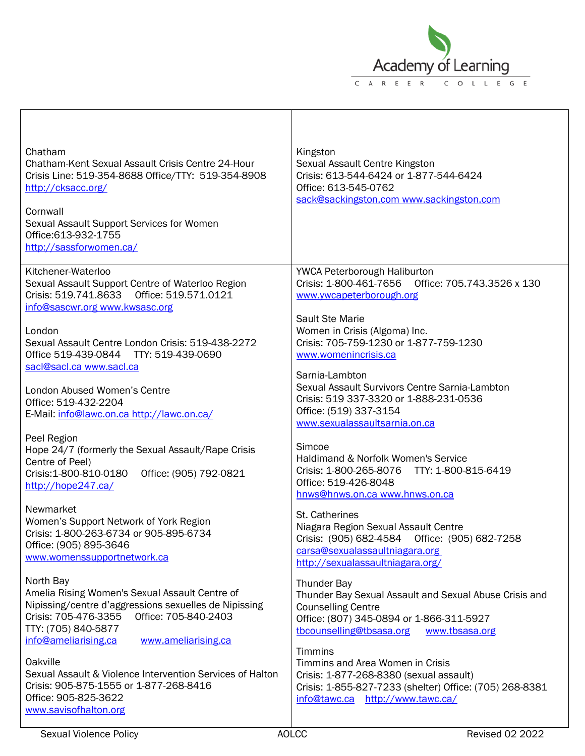| | |
|---|---|
| Chatham<br>Chatham-Kent Sexual Assault Crisis Centre 24-Hour Crisis Line: 519-354-8688 Office/TTY: 519-354-8908<br>http://cksacc.org/<br><br>Cornwall<br>Sexual Assault Support Services for Women<br>Office:613-932-1755<br>http://sassforwomen.ca/ | Kingston<br>Sexual Assault Centre Kingston<br>Crisis: 613-544-6424 or 1-877-544-6424<br>Office: 613-545-0762<br>sack@sackingston.com www.sackingston.com |
| Kitchener-Waterloo<br>Sexual Assault Support Centre of Waterloo Region<br>Crisis: 519.741.8633 Office: 519.571.0121<br>info@sascwr.org www.kwsasc.org<br><br>London<br>Sexual Assault Centre London Crisis: 519-438-2272<br>Office 519-439-0844 TTY: 519-439-0690<br>sacl@sacl.ca www.sacl.ca<br><br>London Abused Women's Centre<br>Office: 519-432-2204<br>E-Mail: info@lawc.on.ca http://lawc.on.ca/<br><br>Peel Region<br>Hope 24/7 (formerly the Sexual Assault/Rape Crisis Centre of Peel)<br>Crisis:1-800-810-0180 Office: (905) 792-0821<br>http://hope247.ca/<br><br>Newmarket<br>Women's Support Network of York Region<br>Crisis: 1-800-263-6734 or 905-895-6734<br>Office: (905) 895-3646<br>www.womenssupportnetwork.ca<br><br>North Bay<br>Amelia Rising Women's Sexual Assault Centre of Nipissing/centre d'aggressions sexuelles de Nipissing<br>Crisis: 705-476-3355 Office: 705-840-2403<br>TTY: (705) 840-5877<br>info@ameliarising.ca www.ameliarising.ca<br><br>Oakville<br>Sexual Assault & Violence Intervention Services of Halton<br>Crisis: 905-875-1555 or 1-877-268-8416<br>Office: 905-825-3622<br>www.savisofhalton.org | YWCA Peterborough Haliburton<br>Crisis: 1-800-461-7656 Office: 705.743.3526 x 130<br>www.ywcapeterborough.org<br><br>Sault Ste Marie<br>Women in Crisis (Algoma) Inc.<br>Crisis: 705-759-1230 or 1-877-759-1230<br>www.womenincrisis.ca<br><br>Sarnia-Lambton<br>Sexual Assault Survivors Centre Sarnia-Lambton<br>Crisis: 519 337-3320 or 1-888-231-0536<br>Office: (519) 337-3154<br>www.sexualassaultsarnia.on.ca<br><br>Simcoe<br>Haldimand & Norfolk Women's Service<br>Crisis: 1-800-265-8076 TTY: 1-800-815-6419<br>Office: 519-426-8048<br>hnws@hnws.on.ca www.hnws.on.ca<br><br>St. Catherines<br>Niagara Region Sexual Assault Centre<br>Crisis: (905) 682-4584 Office: (905) 682-7258<br>carsa@sexualassaultniagara.org<br>http://sexualassaultniagara.org/<br><br>Thunder Bay<br>Thunder Bay Sexual Assault and Sexual Abuse Crisis and Counselling Centre<br>Office: (807) 345-0894 or 1-866-311-5927<br>tbcounselling@tbsasa.org www.tbsasa.org<br><br>Timmins<br>Timmins and Area Women in Crisis<br>Crisis: 1-877-268-8380 (sexual assault)<br>Crisis: 1-855-827-7233 (shelter) Office: (705) 268-8381<br>info@tawc.ca http://www.tawc.ca/ |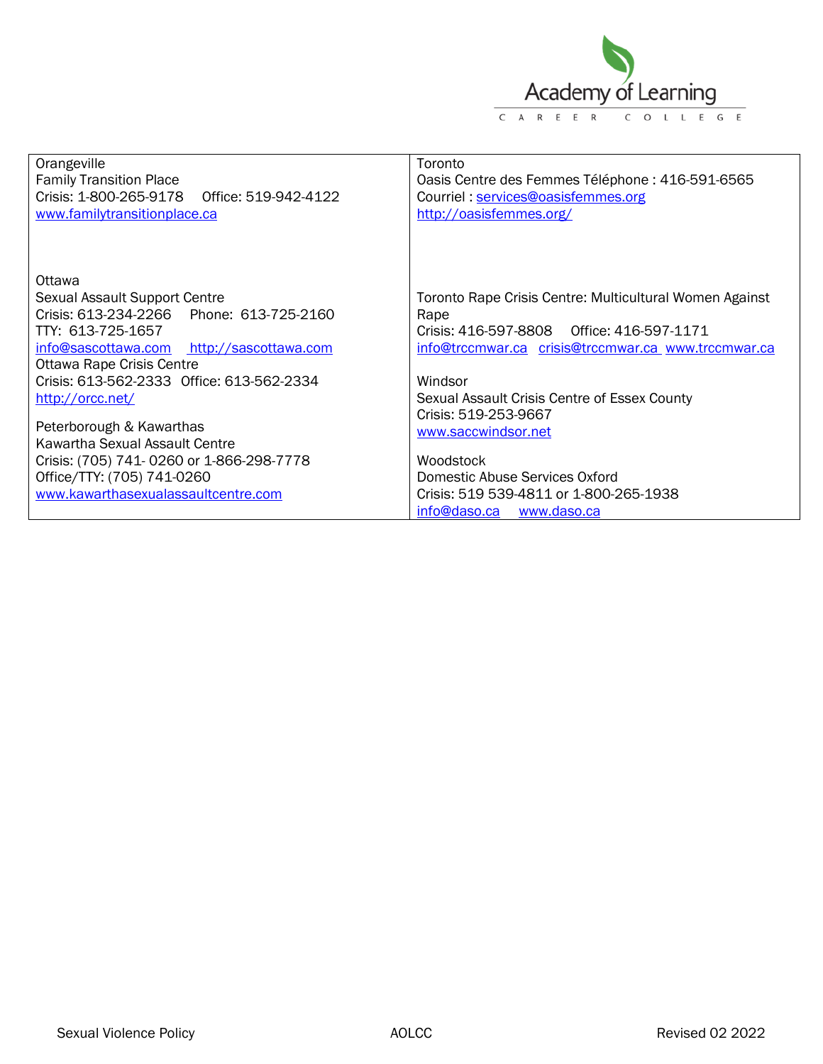| | |
|---|---|
| Orangeville<br>Family Transition Place<br>Crisis: 1-800-265-9178 Office: 519-942-4122<br>www.familytransitionplace.ca | Toronto<br>Oasis Centre des Femmes Téléphone : 416-591-6565<br>Courriel : services@oasisfemmes.org<br>http://oasisfemmes.org/ |
| Ottawa<br>Sexual Assault Support Centre<br>Crisis: 613-234-2266 Phone: 613-725-2160<br>TTY: 613-725-1657<br>info@sascottawa.com http://sascottawa.com<br>Ottawa Rape Crisis Centre<br>Crisis: 613-562-2333 Office: 613-562-2334<br>http://orcc.net/<br><br>Peterborough & Kawarthas<br>Kawartha Sexual Assault Centre<br>Crisis: (705) 741- 0260 or 1-866-298-7778<br>Office/TTY: (705) 741-0260<br>www.kawarthasexualassaultcentre.com | Toronto Rape Crisis Centre: Multicultural Women Against Rape<br>Crisis: 416-597-8808 Office: 416-597-1171<br>info@trccmwar.ca crisis@trccmwar.ca www.trccmwar.ca<br><br>Windsor<br>Sexual Assault Crisis Centre of Essex County<br>Crisis: 519-253-9667<br>www.saccwindsor.net<br><br>Woodstock<br>Domestic Abuse Services Oxford<br>Crisis: 519 539-4811 or 1-800-265-1938<br>info@daso.ca www.daso.ca |